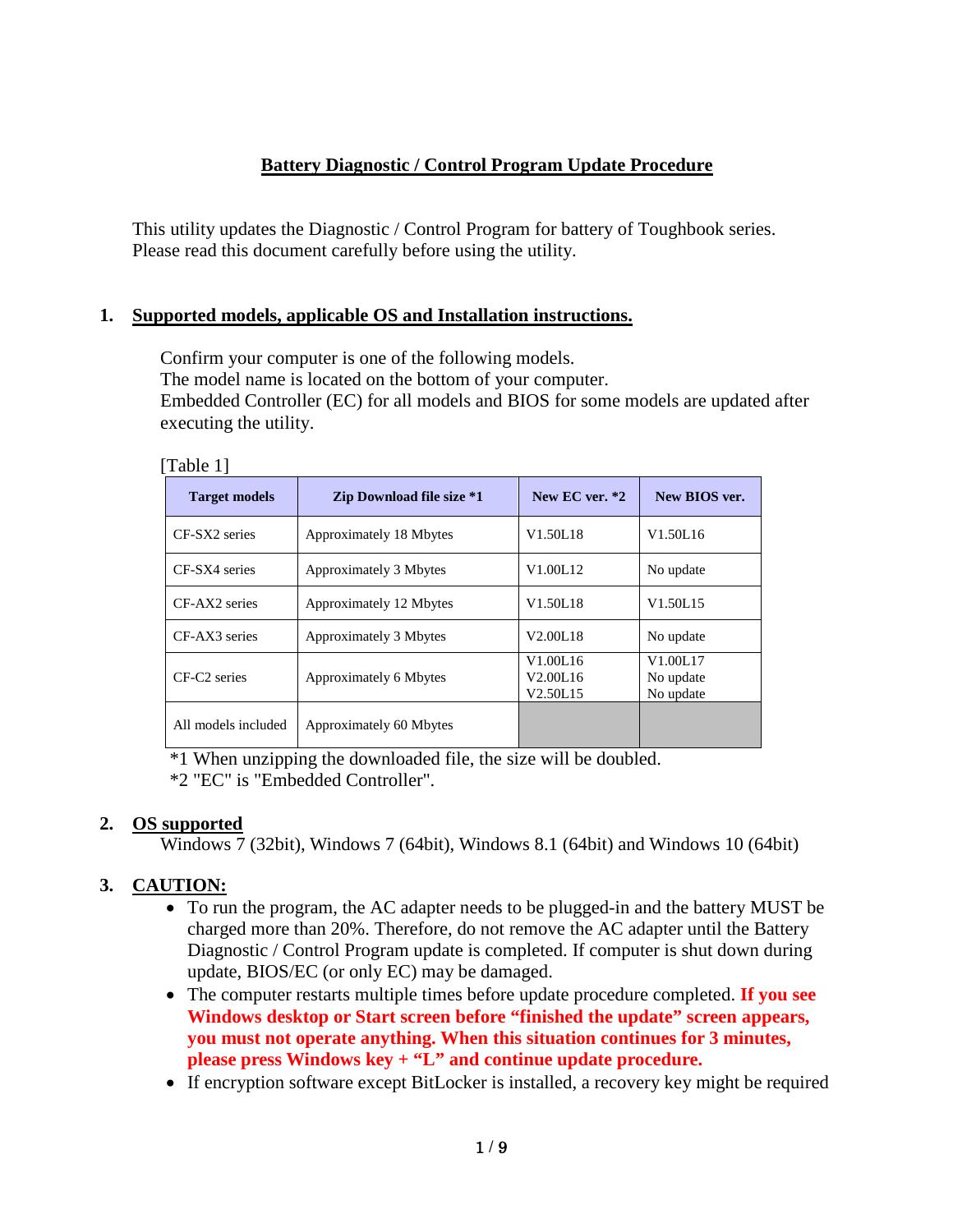# Battery Diagnostic / Control Program Update Procedure

This utility updates the Diagnostic / Control Program for battery of Toughbook series.
Please read this document carefully before using the utility.

## 1. Supported models, applicable OS and Installation instructions.

Confirm your computer is one of the following models.
The model name is located on the bottom of your computer.
Embedded Controller (EC) for all models and BIOS for some models are updated after executing the utility.

[Table 1]

| Target models | Zip Download file size *1 | New EC ver. *2 | New BIOS ver. |
|---|---|---|---|
| CF-SX2 series | Approximately 18 Mbytes | V1.50L18 | V1.50L16 |
| CF-SX4 series | Approximately 3 Mbytes | V1.00L12 | No update |
| CF-AX2 series | Approximately 12 Mbytes | V1.50L18 | V1.50L15 |
| CF-AX3 series | Approximately 3 Mbytes | V2.00L18 | No update |
| CF-C2 series | Approximately 6 Mbytes | V1.00L16<br>V2.00L16<br>V2.50L15 | V1.00L17<br>No update<br>No update |
| All models included | Approximately 60 Mbytes | | |

*1 When unzipping the downloaded file, the size will be doubled.
*2 "EC" is "Embedded Controller".

## 2. OS supported

Windows 7 (32bit), Windows 7 (64bit), Windows 8.1 (64bit) and Windows 10 (64bit)

## 3. CAUTION:

- To run the program, the AC adapter needs to be plugged-in and the battery MUST be charged more than 20%. Therefore, do not remove the AC adapter until the Battery Diagnostic / Control Program update is completed. If computer is shut down during update, BIOS/EC (or only EC) may be damaged.
- The computer restarts multiple times before update procedure completed. **If you see Windows desktop or Start screen before "finished the update" screen appears, you must not operate anything. When this situation continues for 3 minutes, please press Windows key + "L" and continue update procedure.**
- If encryption software except BitLocker is installed, a recovery key might be required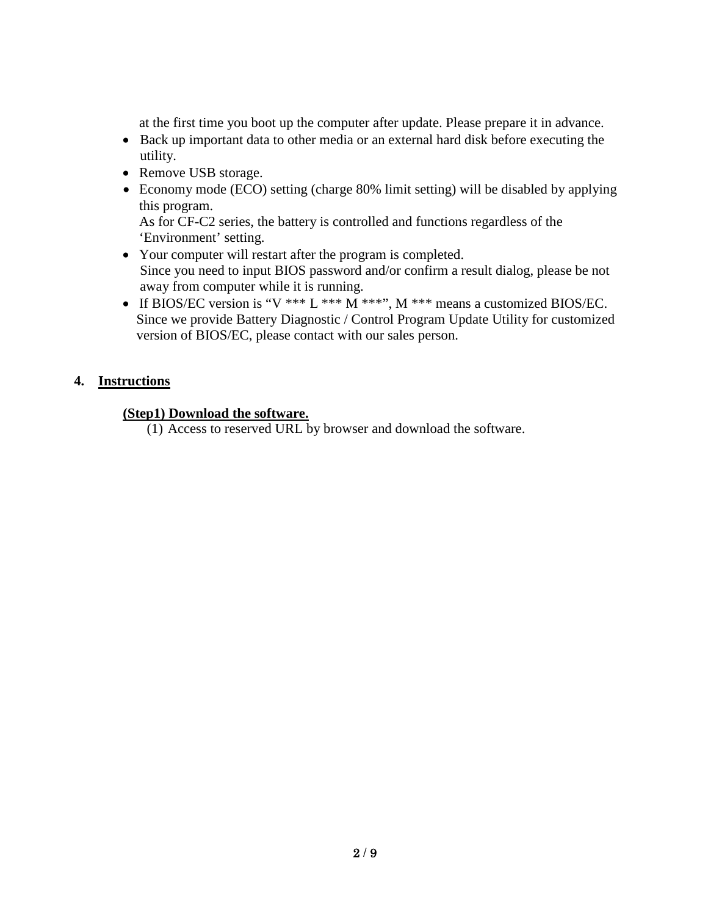at the first time you boot up the computer after update. Please prepare it in advance.

- Back up important data to other media or an external hard disk before executing the utility.
- Remove USB storage.
- Economy mode (ECO) setting (charge 80% limit setting) will be disabled by applying this program.
  As for CF-C2 series, the battery is controlled and functions regardless of the ‘Environment’ setting.
- Your computer will restart after the program is completed.
  Since you need to input BIOS password and/or confirm a result dialog, please be not away from computer while it is running.
- If BIOS/EC version is “V *** L *** M ***”, M *** means a customized BIOS/EC.
  Since we provide Battery Diagnostic / Control Program Update Utility for customized version of BIOS/EC, please contact with our sales person.

## 4. <u>Instructions</u>

**<u>(Step1) Download the software.</u>**

(1) Access to reserved URL by browser and download the software.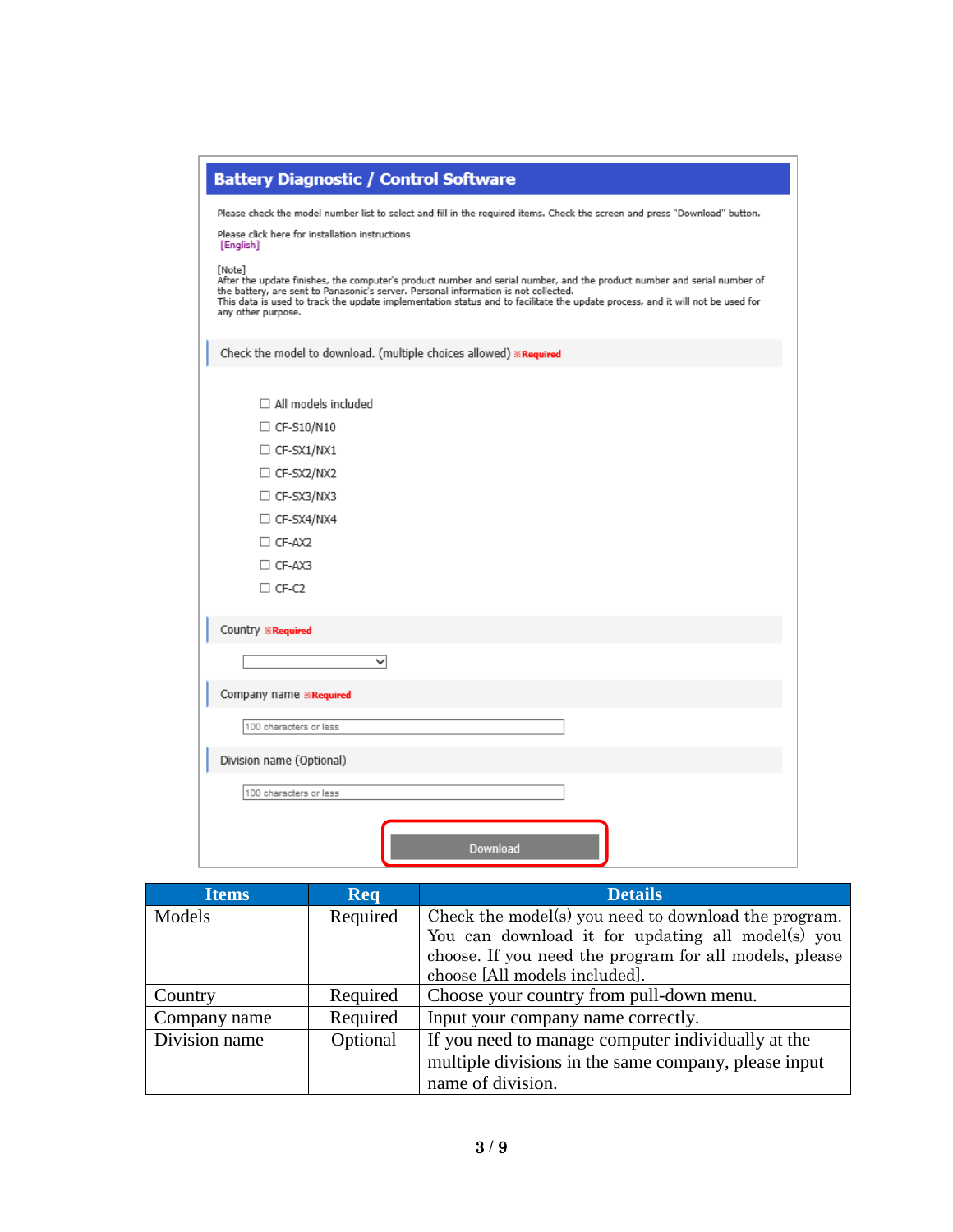## Battery Diagnostic / Control Software

Please check the model number list to select and fill in the required items. Check the screen and press "Download" button.

Please click here for installation instructions
[English]

[Note]
After the update finishes, the computer's product number and serial number, and the product number and serial number of the battery, are sent to Panasonic's server. Personal information is not collected.
This data is used to track the update implementation status and to facilitate the update process, and it will not be used for any other purpose.

Check the model to download. (multiple choices allowed) ※Required

- ☐ All models included
- ☐ CF-S10/N10
- ☐ CF-SX1/NX1
- ☐ CF-SX2/NX2
- ☐ CF-SX3/NX3
- ☐ CF-SX4/NX4
- ☐ CF-AX2
- ☐ CF-AX3
- ☐ CF-C2

Country ※Required

Company name ※Required

100 characters or less

Division name (Optional)

100 characters or less

Download

| Items | Req | Details |
| --- | --- | --- |
| Models | Required | Check the model(s) you need to download the program. You can download it for updating all model(s) you choose. If you need the program for all models, please choose [All models included]. |
| Country | Required | Choose your country from pull-down menu. |
| Company name | Required | Input your company name correctly. |
| Division name | Optional | If you need to manage computer individually at the multiple divisions in the same company, please input name of division. |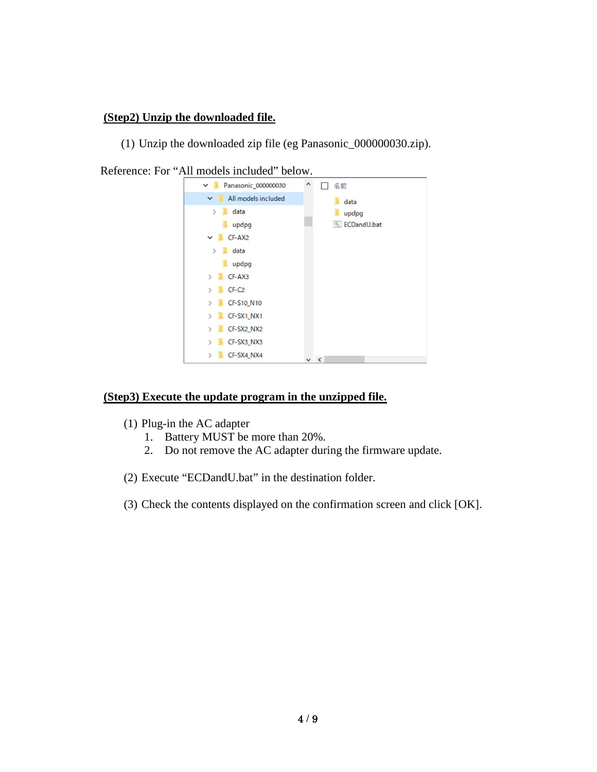**(Step2) Unzip the downloaded file.**

(1) Unzip the downloaded zip file (eg Panasonic_000000030.zip).

Reference: For “All models included” below.

**(Step3) Execute the update program in the unzipped file.**

(1) Plug-in the AC adapter
   1. Battery MUST be more than 20%.
   2. Do not remove the AC adapter during the firmware update.

(2) Execute “ECDandU.bat” in the destination folder.

(3) Check the contents displayed on the confirmation screen and click [OK].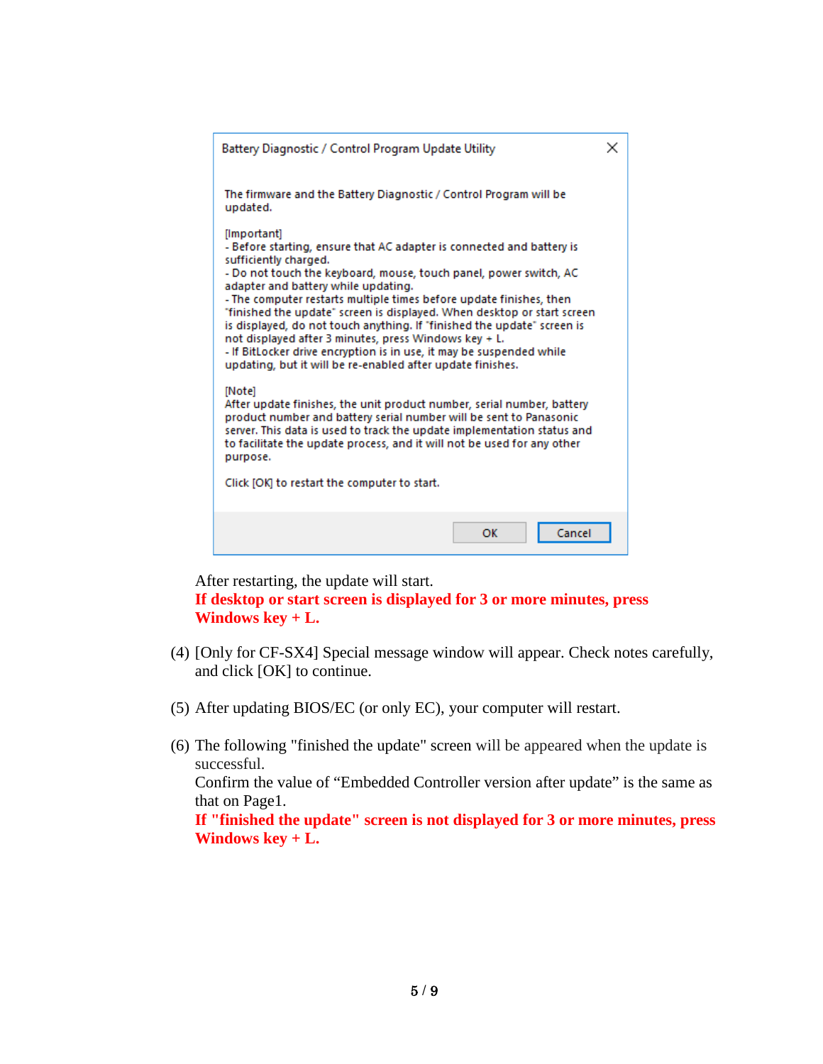Battery Diagnostic / Control Program Update Utility

The firmware and the Battery Diagnostic / Control Program will be updated.

[Important]
- Before starting, ensure that AC adapter is connected and battery is sufficiently charged.
- Do not touch the keyboard, mouse, touch panel, power switch, AC adapter and battery while updating.
- The computer restarts multiple times before update finishes, then "finished the update" screen is displayed. When desktop or start screen is displayed, do not touch anything. If "finished the update" screen is not displayed after 3 minutes, press Windows key + L.
- If BitLocker drive encryption is in use, it may be suspended while updating, but it will be re-enabled after update finishes.

[Note]
After update finishes, the unit product number, serial number, battery product number and battery serial number will be sent to Panasonic server. This data is used to track the update implementation status and to facilitate the update process, and it will not be used for any other purpose.

Click [OK] to restart the computer to start.

OK Cancel

After restarting, the update will start.
**If desktop or start screen is displayed for 3 or more minutes, press Windows key + L.**

(4) [Only for CF-SX4] Special message window will appear. Check notes carefully, and click [OK] to continue.

(5) After updating BIOS/EC (or only EC), your computer will restart.

(6) The following "finished the update" screen will be appeared when the update is successful.
Confirm the value of "Embedded Controller version after update" is the same as that on Page1.
**If "finished the update" screen is not displayed for 3 or more minutes, press Windows key + L.**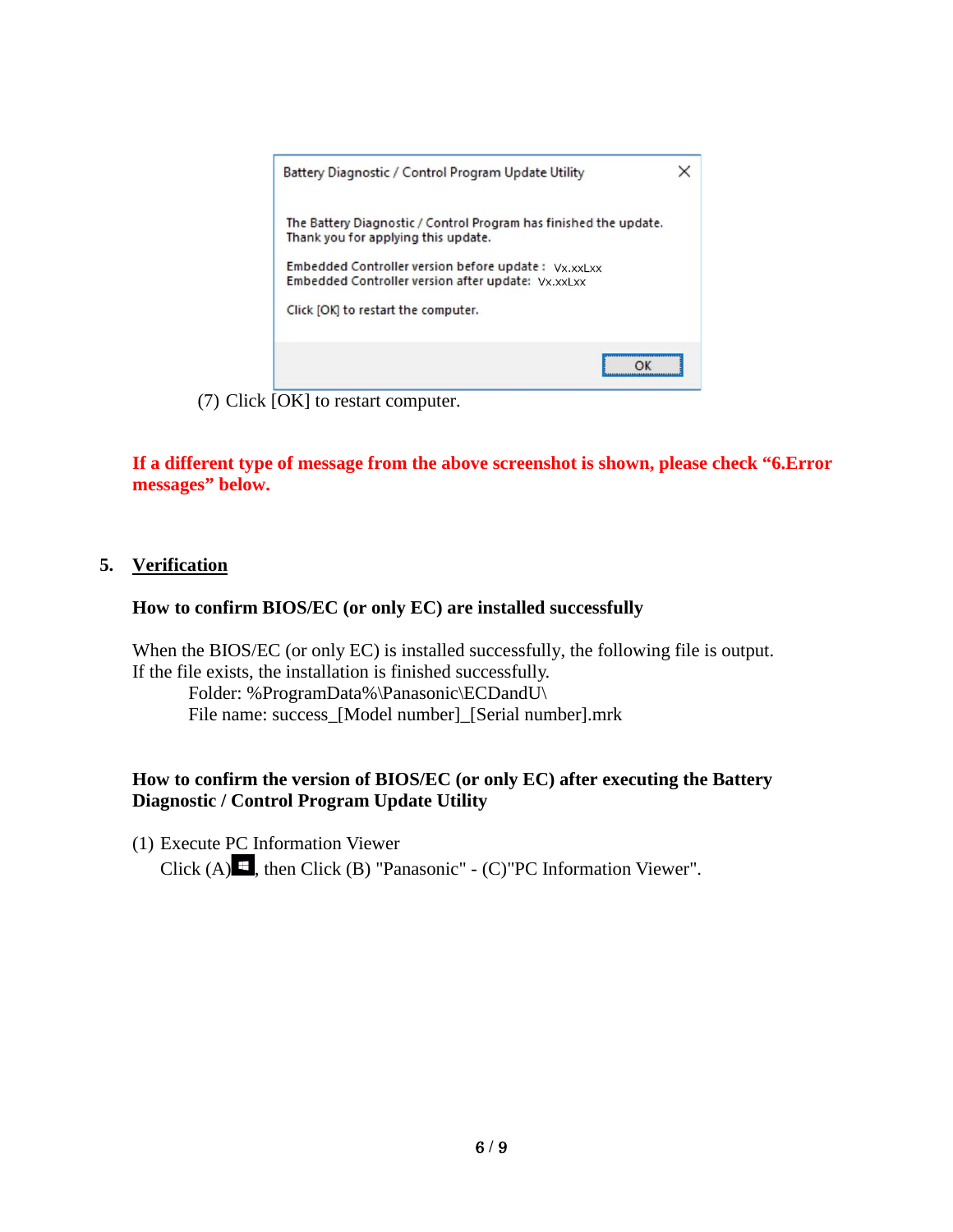Battery Diagnostic / Control Program Update Utility

The Battery Diagnostic / Control Program has finished the update.
Thank you for applying this update.

Embedded Controller version before update : Vx.xxLxx
Embedded Controller version after update: Vx.xxLxx

Click [OK] to restart the computer.

OK

(7) Click [OK] to restart computer.

**If a different type of message from the above screenshot is shown, please check "6.Error messages" below.**

## 5. Verification

### How to confirm BIOS/EC (or only EC) are installed successfully

When the BIOS/EC (or only EC) is installed successfully, the following file is output.
If the file exists, the installation is finished successfully.

Folder: %ProgramData%\Panasonic\ECDandU\
File name: success_[Model number]_[Serial number].mrk

### How to confirm the version of BIOS/EC (or only EC) after executing the Battery Diagnostic / Control Program Update Utility

(1) Execute PC Information Viewer
Click (A)⊞, then Click (B) "Panasonic" - (C)"PC Information Viewer".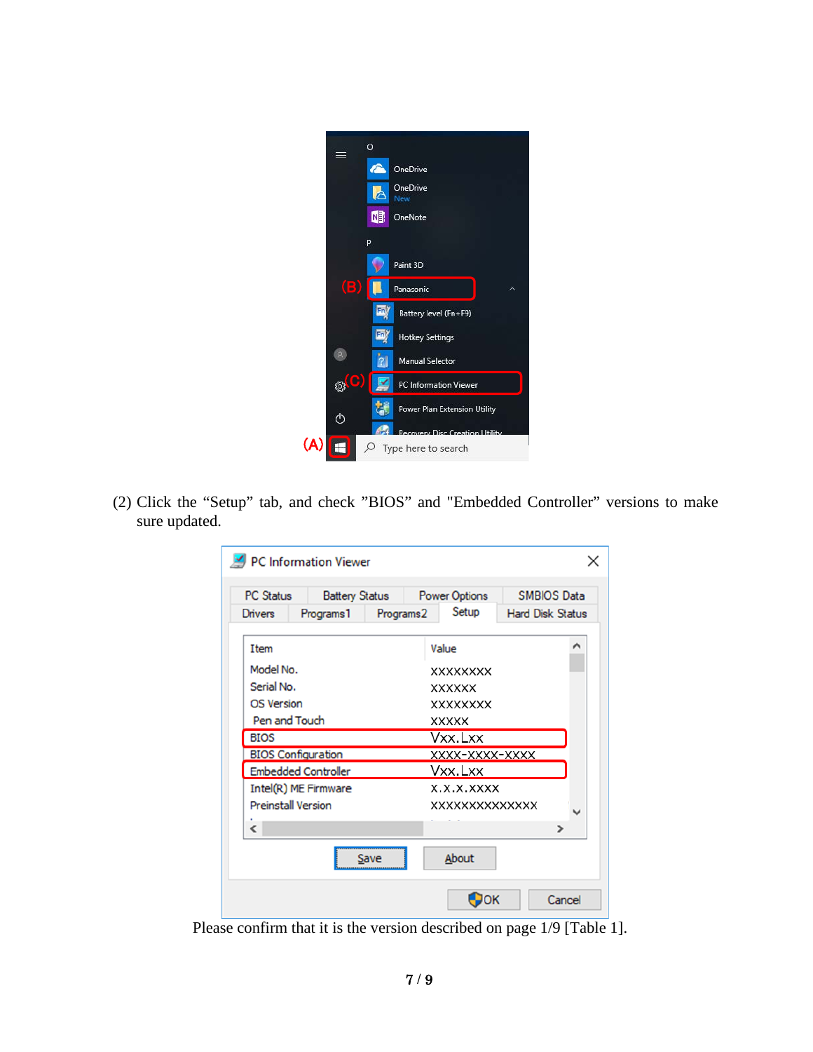(2) Click the "Setup" tab, and check "BIOS" and "Embedded Controller" versions to make sure updated.

Please confirm that it is the version described on page 1/9 [Table 1].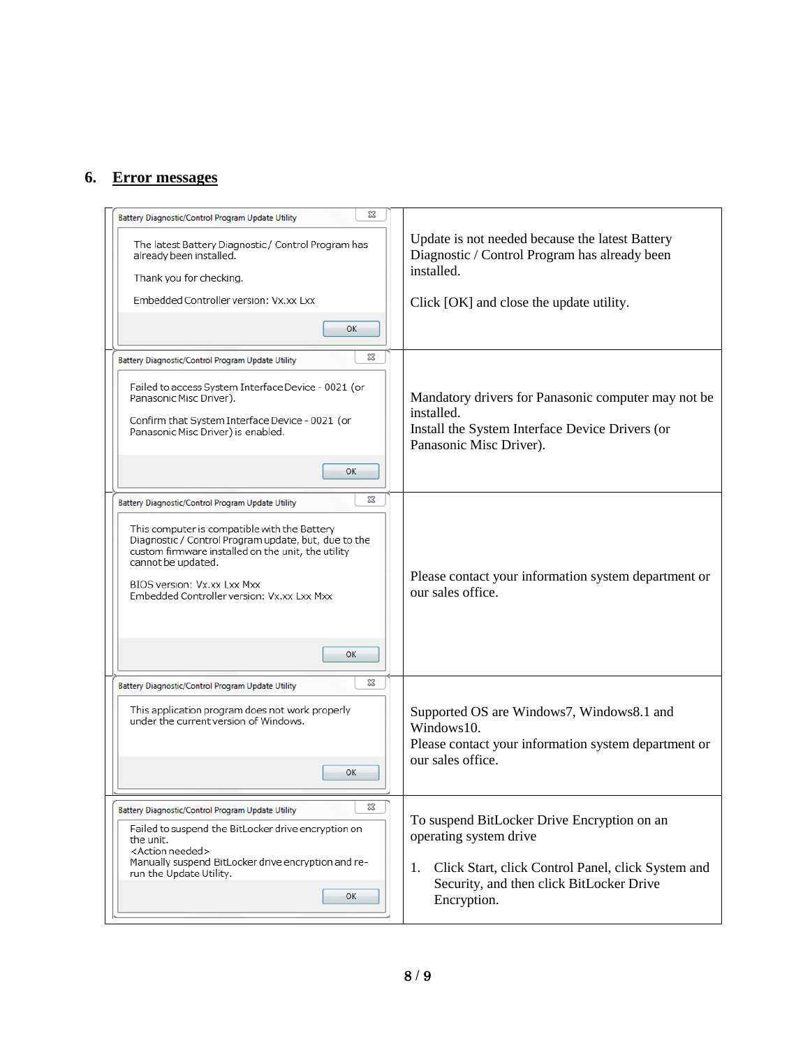## 6. Error messages

| Message | Description |
| --- | --- |
| **Battery Diagnostic/Control Program Update Utility**<br>The latest Battery Diagnostic / Control Program has already been installed.<br>Thank you for checking.<br>Embedded Controller version: Vx.xx Lxx<br>[OK] | Update is not needed because the latest Battery Diagnostic / Control Program has already been installed.<br><br>Click [OK] and close the update utility. |
| **Battery Diagnostic/Control Program Update Utility**<br>Failed to access System Interface Device - 0021 (or Panasonic Misc Driver).<br>Confirm that System Interface Device - 0021 (or Panasonic Misc Driver) is enabled.<br>[OK] | Mandatory drivers for Panasonic computer may not be installed.<br>Install the System Interface Device Drivers (or Panasonic Misc Driver). |
| **Battery Diagnostic/Control Program Update Utility**<br>This computer is compatible with the Battery Diagnostic / Control Program update, but, due to the custom firmware installed on the unit, the utility cannot be updated.<br>BIOS version: Vx.xx Lxx Mxx<br>Embedded Controller version: Vx.xx Lxx Mxx<br>[OK] | Please contact your information system department or our sales office. |
| **Battery Diagnostic/Control Program Update Utility**<br>This application program does not work properly under the current version of Windows.<br>[OK] | Supported OS are Windows7, Windows8.1 and Windows10.<br>Please contact your information system department or our sales office. |
| **Battery Diagnostic/Control Program Update Utility**<br>Failed to suspend the BitLocker drive encryption on the unit.<br><Action needed><br>Manually suspend BitLocker drive encryption and re-run the Update Utility.<br>[OK] | To suspend BitLocker Drive Encryption on an operating system drive<br><br>1. Click Start, click Control Panel, click System and Security, and then click BitLocker Drive Encryption. |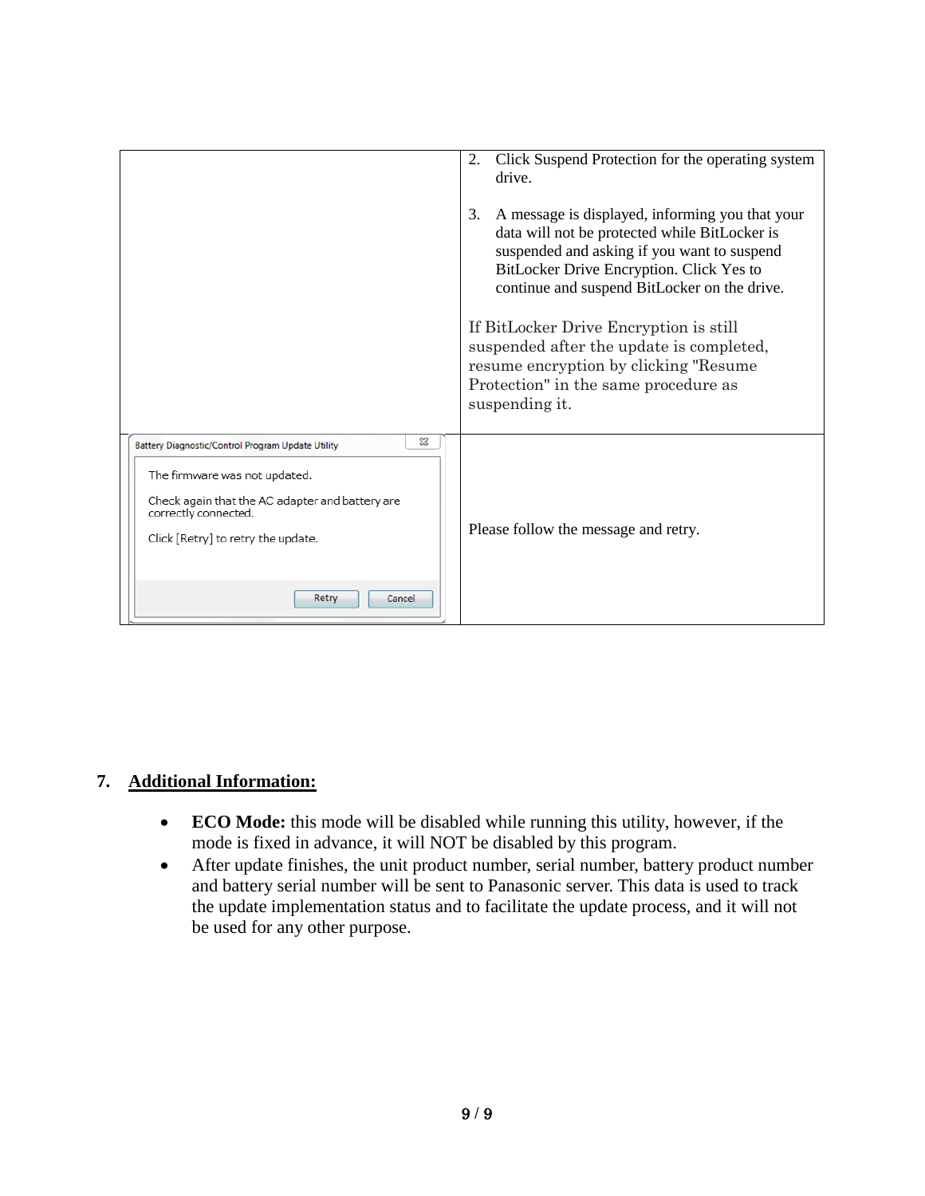| | |
|---|---|
| | 2. Click Suspend Protection for the operating system drive.<br><br>3. A message is displayed, informing you that your data will not be protected while BitLocker is suspended and asking if you want to suspend BitLocker Drive Encryption. Click Yes to continue and suspend BitLocker on the drive.<br><br>If BitLocker Drive Encryption is still suspended after the update is completed, resume encryption by clicking "Resume Protection" in the same procedure as suspending it. |
| Battery Diagnostic/Control Program Update Utility<br><br>The firmware was not updated.<br><br>Check again that the AC adapter and battery are correctly connected.<br><br>Click [Retry] to retry the update.<br><br>Retry Cancel | Please follow the message and retry. |

## 7. Additional Information:

- **ECO Mode:** this mode will be disabled while running this utility, however, if the mode is fixed in advance, it will NOT be disabled by this program.
- After update finishes, the unit product number, serial number, battery product number and battery serial number will be sent to Panasonic server. This data is used to track the update implementation status and to facilitate the update process, and it will not be used for any other purpose.